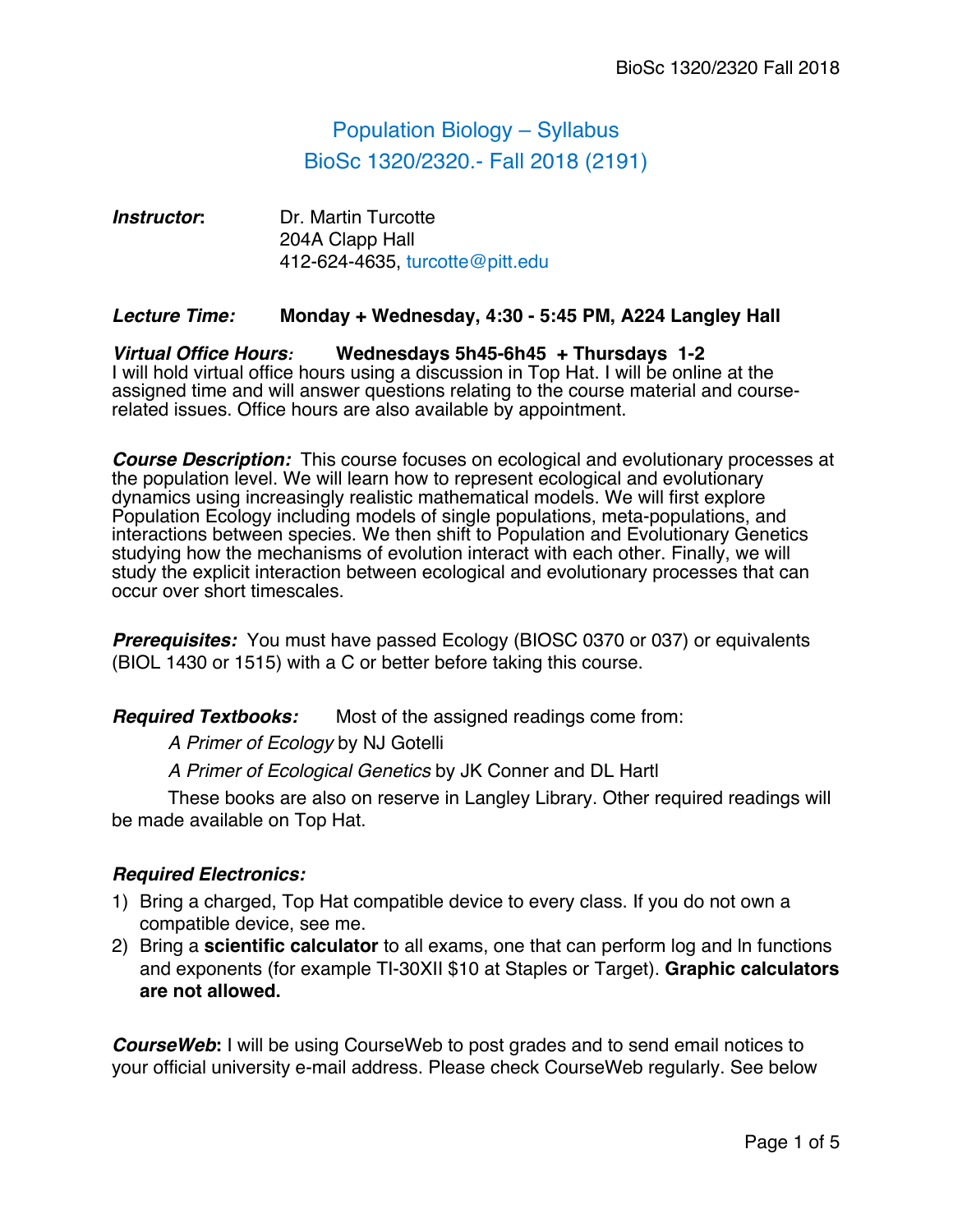# Population Biology – Syllabus

## BioSc 1320/2320.- Fall 2018 (2191)

***Instructor*:** Dr. Martin Turcotte
204A Clapp Hall
412-624-4635, turcotte@pitt.edu

***Lecture Time:*** **Monday + Wednesday, 4:30 - 5:45 PM, A224 Langley Hall**

***Virtual Office Hours:*** **Wednesdays 5h45-6h45 + Thursdays 1-2**
I will hold virtual office hours using a discussion in Top Hat. I will be online at the assigned time and will answer questions relating to the course material and course-related issues. Office hours are also available by appointment.

***Course Description:*** This course focuses on ecological and evolutionary processes at the population level. We will learn how to represent ecological and evolutionary dynamics using increasingly realistic mathematical models. We will first explore Population Ecology including models of single populations, meta-populations, and interactions between species. We then shift to Population and Evolutionary Genetics studying how the mechanisms of evolution interact with each other. Finally, we will study the explicit interaction between ecological and evolutionary processes that can occur over short timescales.

***Prerequisites:*** You must have passed Ecology (BIOSC 0370 or 037) or equivalents (BIOL 1430 or 1515) with a C or better before taking this course.

***Required Textbooks:*** Most of the assigned readings come from:

*A Primer of Ecology* by NJ Gotelli

*A Primer of Ecological Genetics* by JK Conner and DL Hartl

These books are also on reserve in Langley Library. Other required readings will be made available on Top Hat.

***Required Electronics:***

1) Bring a charged, Top Hat compatible device to every class. If you do not own a compatible device, see me.
2) Bring a **scientific calculator** to all exams, one that can perform log and ln functions and exponents (for example TI-30XII $10 at Staples or Target). **Graphic calculators are not allowed.**

***CourseWeb*:** I will be using CourseWeb to post grades and to send email notices to your official university e-mail address. Please check CourseWeb regularly. See below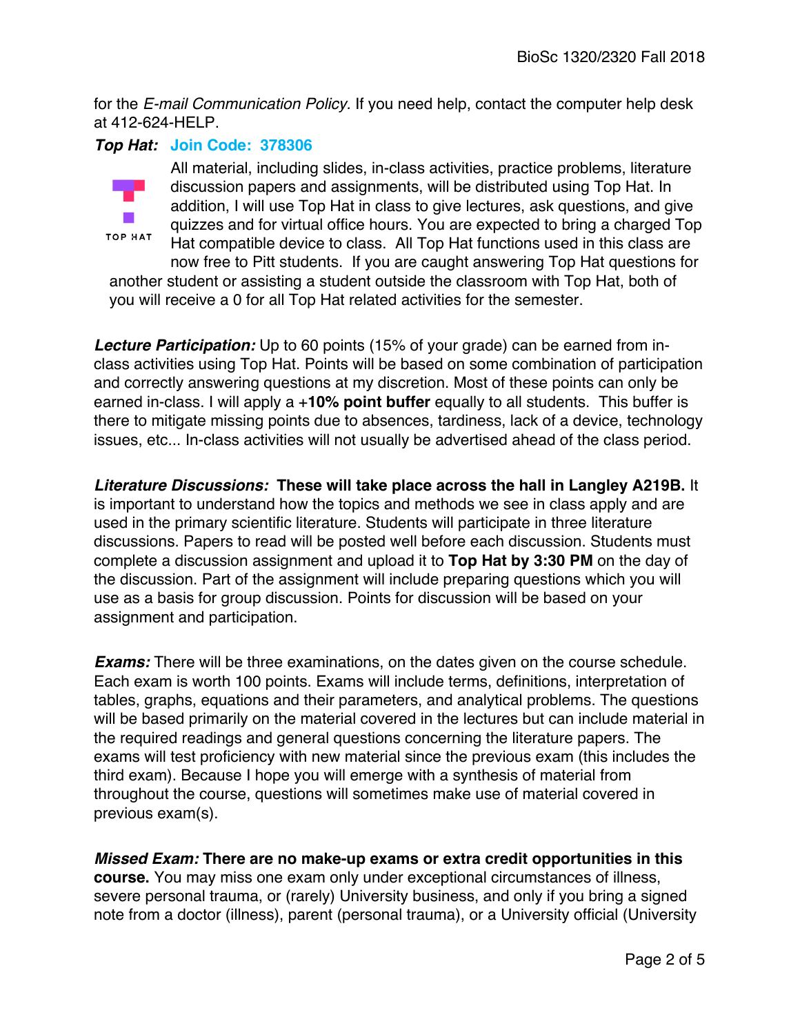for the *E-mail Communication Policy.* If you need help, contact the computer help desk at 412-624-HELP.

***Top Hat:*** **Join Code: 378306**

TOP HAT

All material, including slides, in-class activities, practice problems, literature discussion papers and assignments, will be distributed using Top Hat. In addition, I will use Top Hat in class to give lectures, ask questions, and give quizzes and for virtual office hours. You are expected to bring a charged Top Hat compatible device to class. All Top Hat functions used in this class are now free to Pitt students. If you are caught answering Top Hat questions for another student or assisting a student outside the classroom with Top Hat, both of you will receive a 0 for all Top Hat related activities for the semester.

***Lecture Participation:*** Up to 60 points (15% of your grade) can be earned from in-class activities using Top Hat. Points will be based on some combination of participation and correctly answering questions at my discretion. Most of these points can only be earned in-class. I will apply a **+10% point buffer** equally to all students. This buffer is there to mitigate missing points due to absences, tardiness, lack of a device, technology issues, etc... In-class activities will not usually be advertised ahead of the class period.

***Literature Discussions:*** **These will take place across the hall in Langley A219B.** It is important to understand how the topics and methods we see in class apply and are used in the primary scientific literature. Students will participate in three literature discussions. Papers to read will be posted well before each discussion. Students must complete a discussion assignment and upload it to **Top Hat by 3:30 PM** on the day of the discussion. Part of the assignment will include preparing questions which you will use as a basis for group discussion. Points for discussion will be based on your assignment and participation.

***Exams:*** There will be three examinations, on the dates given on the course schedule. Each exam is worth 100 points. Exams will include terms, definitions, interpretation of tables, graphs, equations and their parameters, and analytical problems. The questions will be based primarily on the material covered in the lectures but can include material in the required readings and general questions concerning the literature papers. The exams will test proficiency with new material since the previous exam (this includes the third exam). Because I hope you will emerge with a synthesis of material from throughout the course, questions will sometimes make use of material covered in previous exam(s).

***Missed Exam:*** **There are no make-up exams or extra credit opportunities in this course.** You may miss one exam only under exceptional circumstances of illness, severe personal trauma, or (rarely) University business, and only if you bring a signed note from a doctor (illness), parent (personal trauma), or a University official (University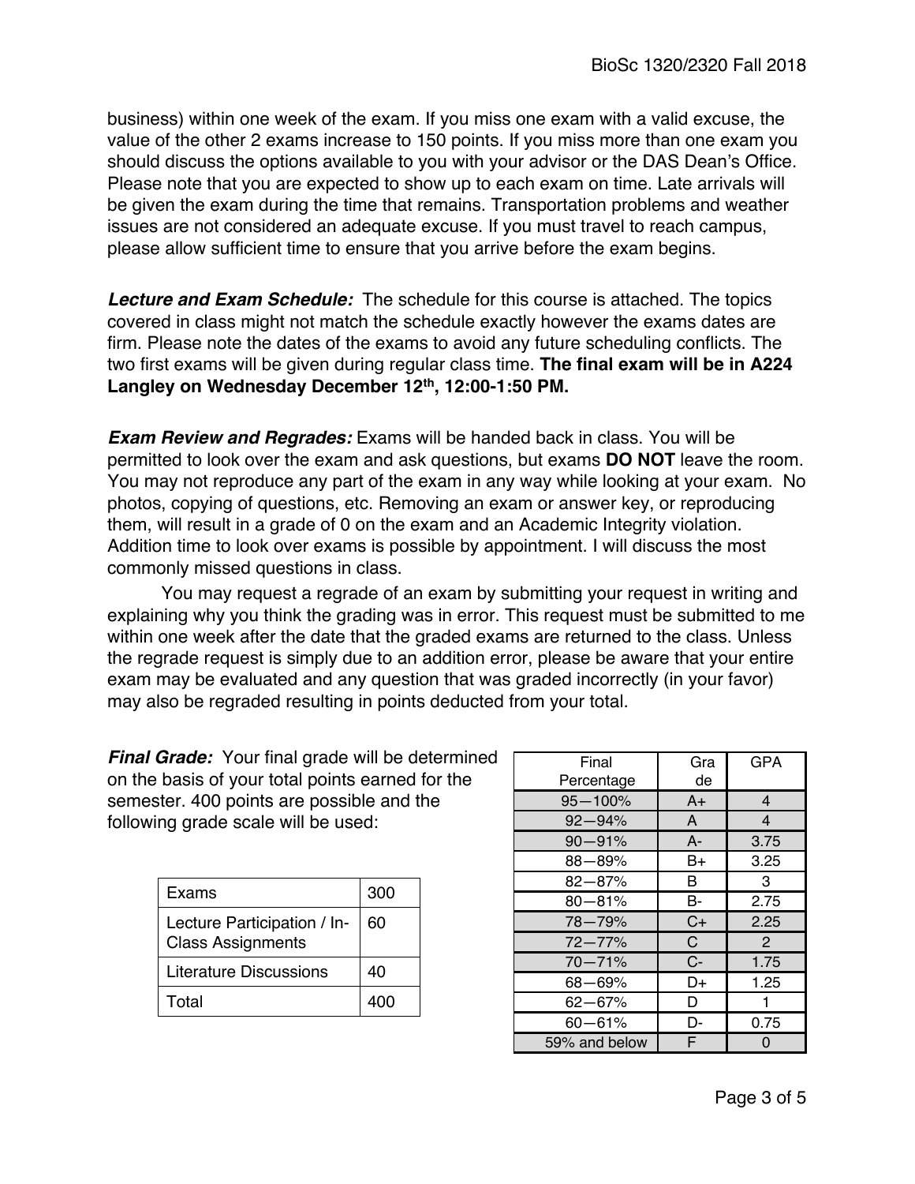business) within one week of the exam. If you miss one exam with a valid excuse, the value of the other 2 exams increase to 150 points. If you miss more than one exam you should discuss the options available to you with your advisor or the DAS Dean's Office. Please note that you are expected to show up to each exam on time. Late arrivals will be given the exam during the time that remains. Transportation problems and weather issues are not considered an adequate excuse. If you must travel to reach campus, please allow sufficient time to ensure that you arrive before the exam begins.

***Lecture and Exam Schedule:*** The schedule for this course is attached. The topics covered in class might not match the schedule exactly however the exams dates are firm. Please note the dates of the exams to avoid any future scheduling conflicts. The two first exams will be given during regular class time. **The final exam will be in A224 Langley on Wednesday December 12th, 12:00-1:50 PM.**

***Exam Review and Regrades:*** Exams will be handed back in class. You will be permitted to look over the exam and ask questions, but exams **DO NOT** leave the room. You may not reproduce any part of the exam in any way while looking at your exam. No photos, copying of questions, etc. Removing an exam or answer key, or reproducing them, will result in a grade of 0 on the exam and an Academic Integrity violation. Addition time to look over exams is possible by appointment. I will discuss the most commonly missed questions in class.

You may request a regrade of an exam by submitting your request in writing and explaining why you think the grading was in error. This request must be submitted to me within one week after the date that the graded exams are returned to the class. Unless the regrade request is simply due to an addition error, please be aware that your entire exam may be evaluated and any question that was graded incorrectly (in your favor) may also be regraded resulting in points deducted from your total.

***Final Grade:*** Your final grade will be determined on the basis of your total points earned for the semester. 400 points are possible and the following grade scale will be used:

| Exams | 300 |
|---|---|
| Lecture Participation / In-Class Assignments | 60 |
| Literature Discussions | 40 |
| Total | 400 |

| Final Percentage | Grade | GPA |
|---|---|---|
| 95—100% | A+ | 4 |
| 92—94% | A | 4 |
| 90—91% | A- | 3.75 |
| 88—89% | B+ | 3.25 |
| 82—87% | B | 3 |
| 80—81% | B- | 2.75 |
| 78—79% | C+ | 2.25 |
| 72—77% | C | 2 |
| 70—71% | C- | 1.75 |
| 68—69% | D+ | 1.25 |
| 62—67% | D | 1 |
| 60—61% | D- | 0.75 |
| 59% and below | F | 0 |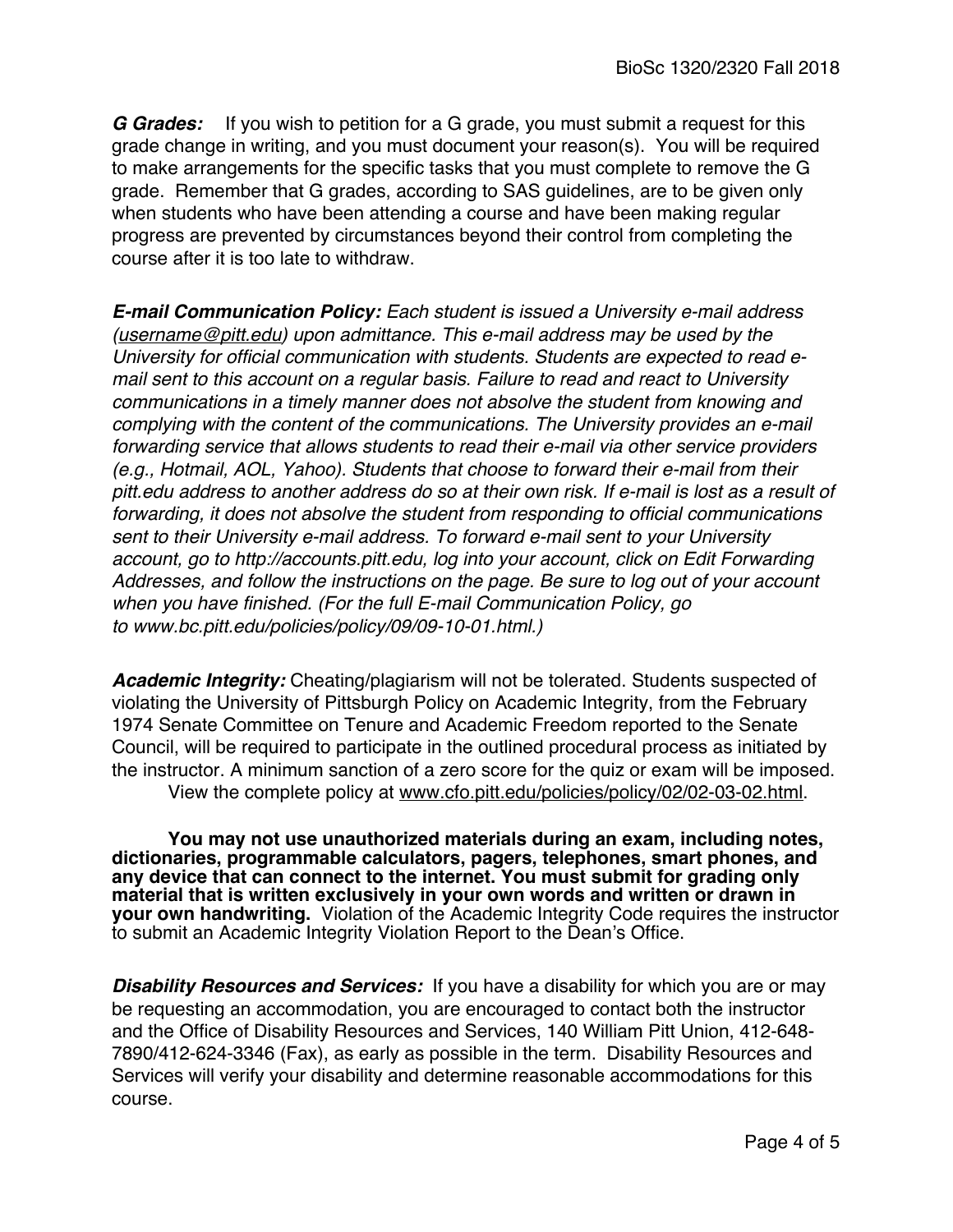***G Grades:*** If you wish to petition for a G grade, you must submit a request for this grade change in writing, and you must document your reason(s). You will be required to make arrangements for the specific tasks that you must complete to remove the G grade. Remember that G grades, according to SAS guidelines, are to be given only when students who have been attending a course and have been making regular progress are prevented by circumstances beyond their control from completing the course after it is too late to withdraw.

***E-mail Communication Policy:*** *Each student is issued a University e-mail address (username@pitt.edu) upon admittance. This e-mail address may be used by the University for official communication with students. Students are expected to read e-mail sent to this account on a regular basis. Failure to read and react to University communications in a timely manner does not absolve the student from knowing and complying with the content of the communications. The University provides an e-mail forwarding service that allows students to read their e-mail via other service providers (e.g., Hotmail, AOL, Yahoo). Students that choose to forward their e-mail from their pitt.edu address to another address do so at their own risk. If e-mail is lost as a result of forwarding, it does not absolve the student from responding to official communications sent to their University e-mail address. To forward e-mail sent to your University account, go to http://accounts.pitt.edu, log into your account, click on Edit Forwarding Addresses, and follow the instructions on the page. Be sure to log out of your account when you have finished. (For the full E-mail Communication Policy, go to www.bc.pitt.edu/policies/policy/09/09-10-01.html.)*

***Academic Integrity:*** Cheating/plagiarism will not be tolerated. Students suspected of violating the University of Pittsburgh Policy on Academic Integrity, from the February 1974 Senate Committee on Tenure and Academic Freedom reported to the Senate Council, will be required to participate in the outlined procedural process as initiated by the instructor. A minimum sanction of a zero score for the quiz or exam will be imposed. View the complete policy at www.cfo.pitt.edu/policies/policy/02/02-03-02.html.

**You may not use unauthorized materials during an exam, including notes, dictionaries, programmable calculators, pagers, telephones, smart phones, and any device that can connect to the internet. You must submit for grading only material that is written exclusively in your own words and written or drawn in your own handwriting.** Violation of the Academic Integrity Code requires the instructor to submit an Academic Integrity Violation Report to the Dean's Office.

***Disability Resources and Services:*** If you have a disability for which you are or may be requesting an accommodation, you are encouraged to contact both the instructor and the Office of Disability Resources and Services, 140 William Pitt Union, 412-648-7890/412-624-3346 (Fax), as early as possible in the term. Disability Resources and Services will verify your disability and determine reasonable accommodations for this course.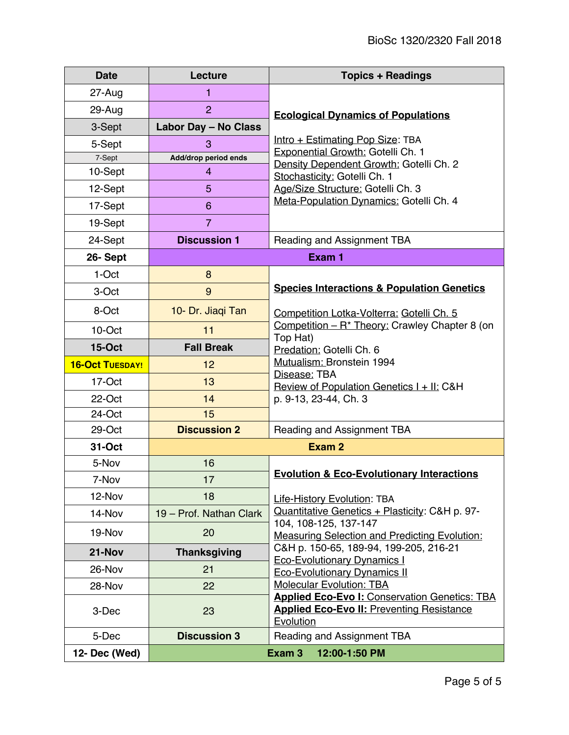| Date | Lecture | Topics + Readings |
|---|---|---|
| 27-Aug | 1 | **Ecological Dynamics of Populations**<br><br>Intro + Estimating Pop Size: TBA<br>Exponential Growth: Gotelli Ch. 1<br>Density Dependent Growth: Gotelli Ch. 2<br>Stochasticity: Gotelli Ch. 1<br>Age/Size Structure: Gotelli Ch. 3<br>Meta-Population Dynamics: Gotelli Ch. 4 |
| 29-Aug | 2 | |
| 3-Sept | **Labor Day – No Class** | |
| 5-Sept | 3 | |
| 7-Sept | **Add/drop period ends** | |
| 10-Sept | 4 | |
| 12-Sept | 5 | |
| 17-Sept | 6 | |
| 19-Sept | 7 | |
| 24-Sept | **Discussion 1** | Reading and Assignment TBA |
| **26- Sept** | **Exam 1** | |
| 1-Oct | 8 | **Species Interactions & Population Genetics**<br><br>Competition Lotka-Volterra: Gotelli Ch. 5<br>Competition – R* Theory: Crawley Chapter 8 (on Top Hat)<br>Predation: Gotelli Ch. 6<br>Mutualism: Bronstein 1994<br>Disease: TBA<br>Review of Population Genetics I + II: C&H p. 9-13, 23-44, Ch. 3 |
| 3-Oct | 9 | |
| 8-Oct | 10- Dr. Jiaqi Tan | |
| 10-Oct | 11 | |
| **15-Oct** | **Fall Break** | |
| **16-Oct TUESDAY!** | 12 | |
| 17-Oct | 13 | |
| 22-Oct | 14 | |
| 24-Oct | 15 | |
| 29-Oct | **Discussion 2** | Reading and Assignment TBA |
| **31-Oct** | **Exam 2** | |
| 5-Nov | 16 | **Evolution & Eco-Evolutionary Interactions**<br><br>Life-History Evolution: TBA<br>Quantitative Genetics + Plasticity: C&H p. 97-104, 108-125, 137-147<br>Measuring Selection and Predicting Evolution: C&H p. 150-65, 189-94, 199-205, 216-21<br>Eco-Evolutionary Dynamics I<br>Eco-Evolutionary Dynamics II<br>Molecular Evolution: TBA<br>**Applied Eco-Evo I:** Conservation Genetics: TBA<br>**Applied Eco-Evo II:** Preventing Resistance Evolution |
| 7-Nov | 17 | |
| 12-Nov | 18 | |
| 14-Nov | 19 – Prof. Nathan Clark | |
| 19-Nov | 20 | |
| **21-Nov** | **Thanksgiving** | |
| 26-Nov | 21 | |
| 28-Nov | 22 | |
| 3-Dec | 23 | |
| 5-Dec | **Discussion 3** | Reading and Assignment TBA |
| **12- Dec (Wed)** | **Exam 3 12:00-1:50 PM** | |